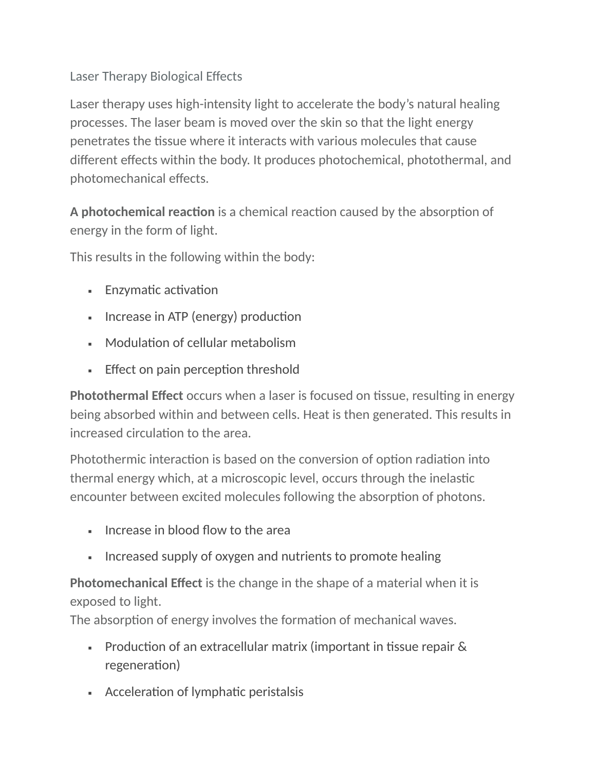# Laser Therapy Biological Effects

Laser therapy uses high-intensity light to accelerate the body's natural healing processes. The laser beam is moved over the skin so that the light energy penetrates the tissue where it interacts with various molecules that cause different effects within the body. It produces photochemical, photothermal, and photomechanical effects.

**A photochemical reaction** is a chemical reaction caused by the absorption of energy in the form of light.

This results in the following within the body:

- Enzymatic activation
- Increase in ATP (energy) production
- Modulation of cellular metabolism
- Effect on pain perception threshold

**Photothermal Effect** occurs when a laser is focused on tissue, resulting in energy being absorbed within and between cells. Heat is then generated. This results in increased circulation to the area.

Photothermic interaction is based on the conversion of option radiation into thermal energy which, at a microscopic level, occurs through the inelastic encounter between excited molecules following the absorption of photons.

- Increase in blood flow to the area
- Increased supply of oxygen and nutrients to promote healing

**Photomechanical Effect** is the change in the shape of a material when it is exposed to light.
The absorption of energy involves the formation of mechanical waves.

- Production of an extracellular matrix (important in tissue repair & regeneration)
- Acceleration of lymphatic peristalsis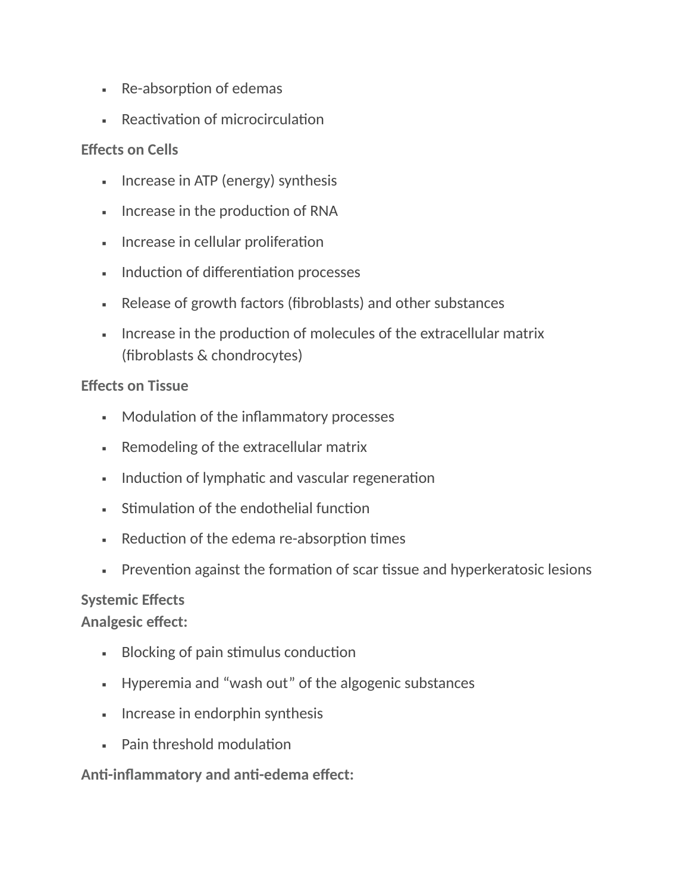- Re-absorption of edemas
- Reactivation of microcirculation

**Effects on Cells**

- Increase in ATP (energy) synthesis
- Increase in the production of RNA
- Increase in cellular proliferation
- Induction of differentiation processes
- Release of growth factors (fibroblasts) and other substances
- Increase in the production of molecules of the extracellular matrix (fibroblasts & chondrocytes)

**Effects on Tissue**

- Modulation of the inflammatory processes
- Remodeling of the extracellular matrix
- Induction of lymphatic and vascular regeneration
- Stimulation of the endothelial function
- Reduction of the edema re-absorption times
- Prevention against the formation of scar tissue and hyperkeratosic lesions

**Systemic Effects**
**Analgesic effect:**

- Blocking of pain stimulus conduction
- Hyperemia and "wash out" of the algogenic substances
- Increase in endorphin synthesis
- Pain threshold modulation

**Anti-inflammatory and anti-edema effect:**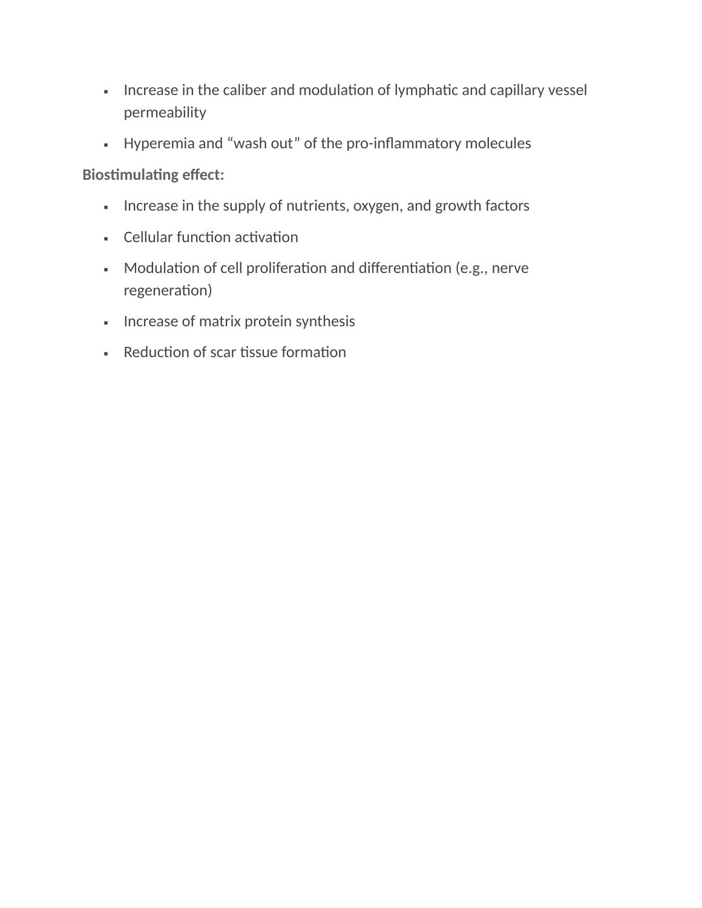- Increase in the caliber and modulation of lymphatic and capillary vessel permeability
- Hyperemia and “wash out” of the pro-inflammatory molecules

**Biostimulating effect:**

- Increase in the supply of nutrients, oxygen, and growth factors
- Cellular function activation
- Modulation of cell proliferation and differentiation (e.g., nerve regeneration)
- Increase of matrix protein synthesis
- Reduction of scar tissue formation